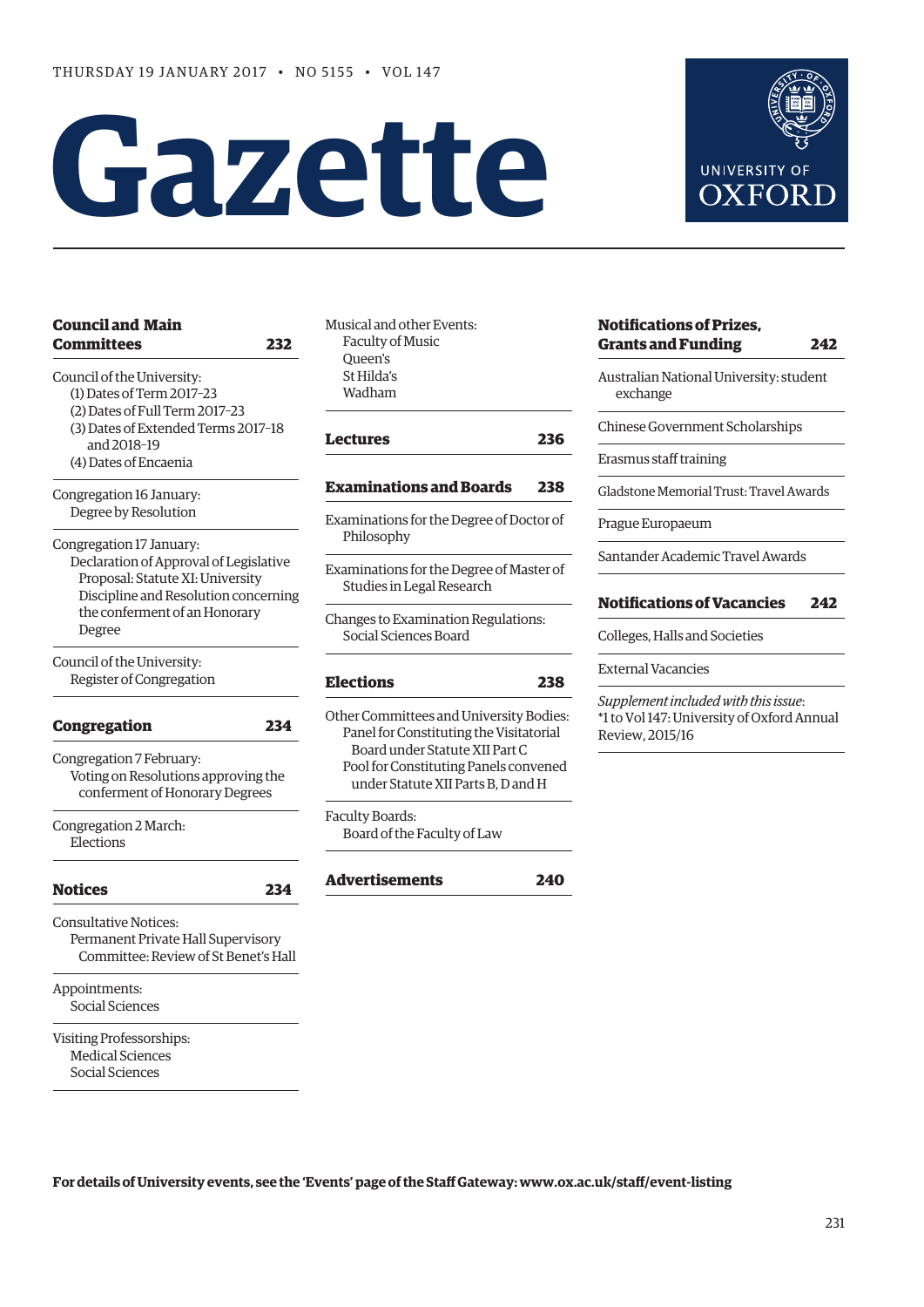THURSDAY 19 JANUARY 2017 • NO 5155 • VOL 147

# Gazette

UNIVERSITY OF OXFORD

## Council and Main Committees — 232

Council of the University:
- (1) Dates of Term 2017–23
- (2) Dates of Full Term 2017–23
- (3) Dates of Extended Terms 2017–18 and 2018–19
- (4) Dates of Encaenia

Congregation 16 January:
- Degree by Resolution

Congregation 17 January:
- Declaration of Approval of Legislative Proposal: Statute XI: University Discipline and Resolution concerning the conferment of an Honorary Degree

Council of the University:
- Register of Congregation

## Congregation — 234

Congregation 7 February:
- Voting on Resolutions approving the conferment of Honorary Degrees

Congregation 2 March:
- Elections

## Notices — 234

Consultative Notices:
- Permanent Private Hall Supervisory Committee: Review of St Benet's Hall

Appointments:
- Social Sciences

Visiting Professorships:
- Medical Sciences
- Social Sciences

Musical and other Events:
- Faculty of Music
- Queen's
- St Hilda's
- Wadham

## Lectures — 236

## Examinations and Boards — 238

Examinations for the Degree of Doctor of Philosophy

Examinations for the Degree of Master of Studies in Legal Research

Changes to Examination Regulations:
- Social Sciences Board

## Elections — 238

Other Committees and University Bodies:
- Panel for Constituting the Visitatorial Board under Statute XII Part C
- Pool for Constituting Panels convened under Statute XII Parts B, D and H

Faculty Boards:
- Board of the Faculty of Law

## Advertisements — 240

## Notifications of Prizes, Grants and Funding — 242

Australian National University: student exchange

Chinese Government Scholarships

Erasmus staff training

Gladstone Memorial Trust: Travel Awards

Prague Europaeum

Santander Academic Travel Awards

## Notifications of Vacancies — 242

Colleges, Halls and Societies

External Vacancies

*Supplement included with this issue*:
*1 to Vol 147: University of Oxford Annual Review, 2015/16

**For details of University events, see the 'Events' page of the Staff Gateway: www.ox.ac.uk/staff/event-listing**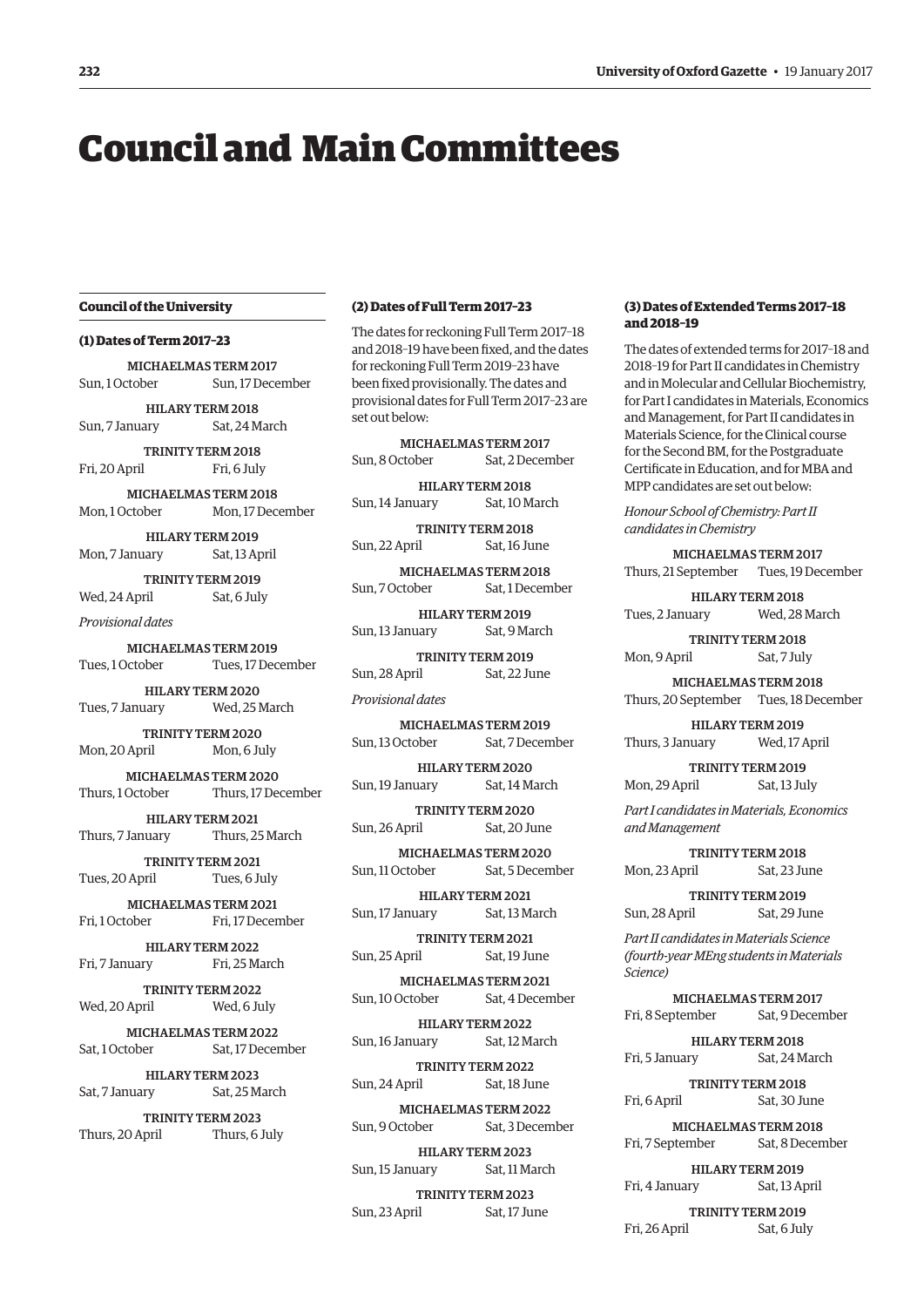# Council and Main Committees

## Council of the University

### (1) Dates of Term 2017–23

MICHAELMAS TERM 2017
Sun, 1 October — Sun, 17 December

HILARY TERM 2018
Sun, 7 January — Sat, 24 March

TRINITY TERM 2018
Fri, 20 April — Fri, 6 July

MICHAELMAS TERM 2018
Mon, 1 October — Mon, 17 December

HILARY TERM 2019
Mon, 7 January — Sat, 13 April

TRINITY TERM 2019
Wed, 24 April — Sat, 6 July

*Provisional dates*

MICHAELMAS TERM 2019
Tues, 1 October — Tues, 17 December

HILARY TERM 2020
Tues, 7 January — Wed, 25 March

TRINITY TERM 2020
Mon, 20 April — Mon, 6 July

MICHAELMAS TERM 2020
Thurs, 1 October — Thurs, 17 December

HILARY TERM 2021
Thurs, 7 January — Thurs, 25 March

TRINITY TERM 2021
Tues, 20 April — Tues, 6 July

MICHAELMAS TERM 2021
Fri, 1 October — Fri, 17 December

HILARY TERM 2022
Fri, 7 January — Fri, 25 March

TRINITY TERM 2022
Wed, 20 April — Wed, 6 July

MICHAELMAS TERM 2022
Sat, 1 October — Sat, 17 December

HILARY TERM 2023
Sat, 7 January — Sat, 25 March

TRINITY TERM 2023
Thurs, 20 April — Thurs, 6 July

### (2) Dates of Full Term 2017–23

The dates for reckoning Full Term 2017–18 and 2018–19 have been fixed, and the dates for reckoning Full Term 2019–23 have been fixed provisionally. The dates and provisional dates for Full Term 2017–23 are set out below:

MICHAELMAS TERM 2017
Sun, 8 October — Sat, 2 December

HILARY TERM 2018
Sun, 14 January — Sat, 10 March

TRINITY TERM 2018
Sun, 22 April — Sat, 16 June

MICHAELMAS TERM 2018
Sun, 7 October — Sat, 1 December

HILARY TERM 2019
Sun, 13 January — Sat, 9 March

TRINITY TERM 2019
Sun, 28 April — Sat, 22 June

*Provisional dates*

MICHAELMAS TERM 2019
Sun, 13 October — Sat, 7 December

HILARY TERM 2020
Sun, 19 January — Sat, 14 March

TRINITY TERM 2020
Sun, 26 April — Sat, 20 June

MICHAELMAS TERM 2020
Sun, 11 October — Sat, 5 December

HILARY TERM 2021
Sun, 17 January — Sat, 13 March

TRINITY TERM 2021
Sun, 25 April — Sat, 19 June

MICHAELMAS TERM 2021
Sun, 10 October — Sat, 4 December

HILARY TERM 2022
Sun, 16 January — Sat, 12 March

TRINITY TERM 2022
Sun, 24 April — Sat, 18 June

MICHAELMAS TERM 2022
Sun, 9 October — Sat, 3 December

HILARY TERM 2023
Sun, 15 January — Sat, 11 March

TRINITY TERM 2023
Sun, 23 April — Sat, 17 June

### (3) Dates of Extended Terms 2017–18 and 2018–19

The dates of extended terms for 2017–18 and 2018–19 for Part II candidates in Chemistry and in Molecular and Cellular Biochemistry, for Part I candidates in Materials, Economics and Management, for Part II candidates in Materials Science, for the Clinical course for the Second BM, for the Postgraduate Certificate in Education, and for MBA and MPP candidates are set out below:

*Honour School of Chemistry: Part II candidates in Chemistry*

MICHAELMAS TERM 2017
Thurs, 21 September — Tues, 19 December

HILARY TERM 2018
Tues, 2 January — Wed, 28 March

TRINITY TERM 2018
Mon, 9 April — Sat, 7 July

MICHAELMAS TERM 2018
Thurs, 20 September — Tues, 18 December

HILARY TERM 2019
Thurs, 3 January — Wed, 17 April

TRINITY TERM 2019
Mon, 29 April — Sat, 13 July

*Part I candidates in Materials, Economics and Management*

TRINITY TERM 2018
Mon, 23 April — Sat, 23 June

TRINITY TERM 2019
Sun, 28 April — Sat, 29 June

*Part II candidates in Materials Science (fourth-year MEng students in Materials Science)*

MICHAELMAS TERM 2017
Fri, 8 September — Sat, 9 December

HILARY TERM 2018
Fri, 5 January — Sat, 24 March

TRINITY TERM 2018
Fri, 6 April — Sat, 30 June

MICHAELMAS TERM 2018
Fri, 7 September — Sat, 8 December

HILARY TERM 2019
Fri, 4 January — Sat, 13 April

TRINITY TERM 2019
Fri, 26 April — Sat, 6 July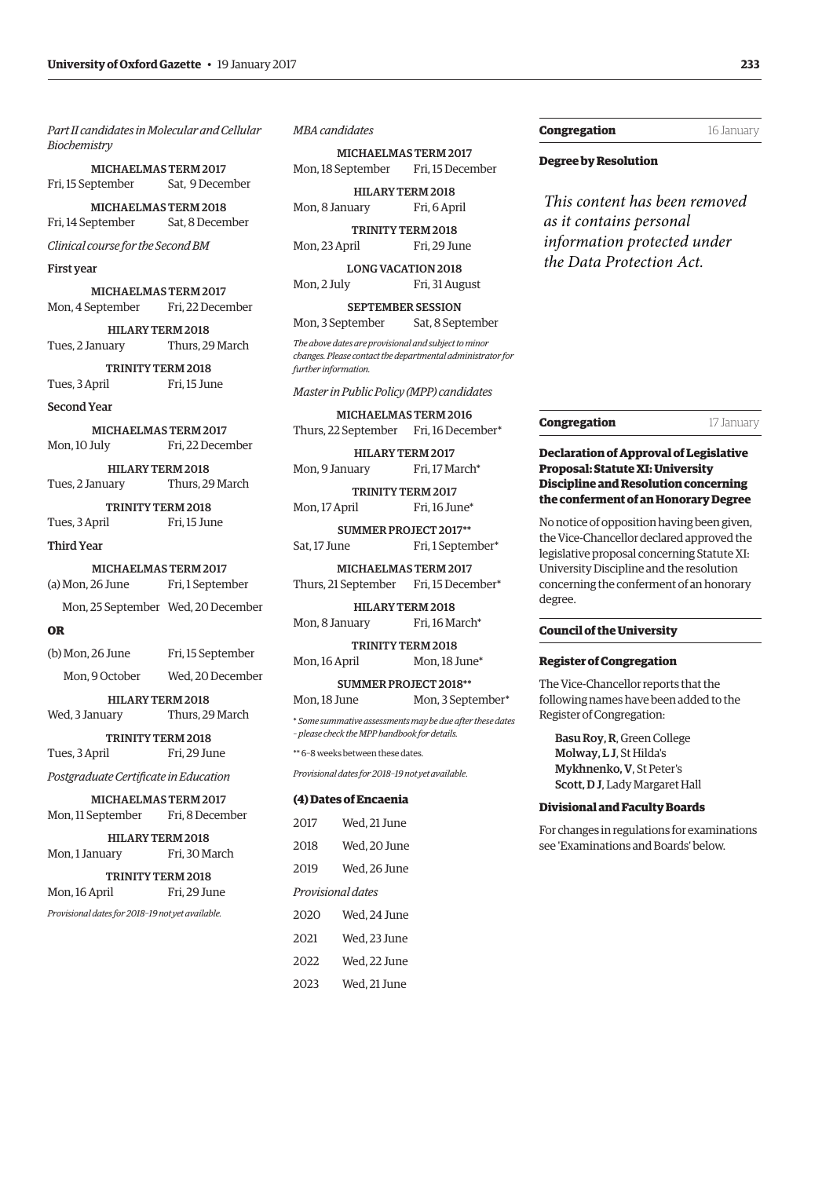*Part II candidates in Molecular and Cellular Biochemistry*

MICHAELMAS TERM 2017
Fri, 15 September — Sat, 9 December

MICHAELMAS TERM 2018
Fri, 14 September — Sat, 8 December

*Clinical course for the Second BM*

First year

MICHAELMAS TERM 2017
Mon, 4 September — Fri, 22 December

HILARY TERM 2018
Tues, 2 January — Thurs, 29 March

TRINITY TERM 2018
Tues, 3 April — Fri, 15 June

Second Year

MICHAELMAS TERM 2017
Mon, 10 July — Fri, 22 December

HILARY TERM 2018
Tues, 2 January — Thurs, 29 March

TRINITY TERM 2018
Tues, 3 April — Fri, 15 June

Third Year

MICHAELMAS TERM 2017
(a) Mon, 26 June — Fri, 1 September
Mon, 25 September — Wed, 20 December

**OR**

(b) Mon, 26 June — Fri, 15 September
Mon, 9 October — Wed, 20 December

HILARY TERM 2018
Wed, 3 January — Thurs, 29 March

TRINITY TERM 2018
Tues, 3 April — Fri, 29 June

*Postgraduate Certificate in Education*

MICHAELMAS TERM 2017
Mon, 11 September — Fri, 8 December

HILARY TERM 2018
Mon, 1 January — Fri, 30 March

TRINITY TERM 2018
Mon, 16 April — Fri, 29 June

*Provisional dates for 2018–19 not yet available.*

*MBA candidates*

MICHAELMAS TERM 2017
Mon, 18 September — Fri, 15 December

HILARY TERM 2018
Mon, 8 January — Fri, 6 April

TRINITY TERM 2018
Mon, 23 April — Fri, 29 June

LONG VACATION 2018
Mon, 2 July — Fri, 31 August

SEPTEMBER SESSION
Mon, 3 September — Sat, 8 September

*The above dates are provisional and subject to minor changes. Please contact the departmental administrator for further information.*

*Master in Public Policy (MPP) candidates*

MICHAELMAS TERM 2016
Thurs, 22 September — Fri, 16 December*

HILARY TERM 2017
Mon, 9 January — Fri, 17 March*

TRINITY TERM 2017
Mon, 17 April — Fri, 16 June*

SUMMER PROJECT 2017**
Sat, 17 June — Fri, 1 September*

MICHAELMAS TERM 2017
Thurs, 21 September — Fri, 15 December*

HILARY TERM 2018
Mon, 8 January — Fri, 16 March*

TRINITY TERM 2018
Mon, 16 April — Mon, 18 June*

SUMMER PROJECT 2018**
Mon, 18 June — Mon, 3 September*

\* *Some summative assessments may be due after these dates – please check the MPP handbook for details.*

** 6–8 weeks between these dates.

*Provisional dates for 2018–19 not yet available.*

### (4) Dates of Encaenia

| | |
|---|---|
| 2017 | Wed, 21 June |
| 2018 | Wed, 20 June |
| 2019 | Wed, 26 June |
| *Provisional dates* | |
| 2020 | Wed, 24 June |
| 2021 | Wed, 23 June |
| 2022 | Wed, 22 June |
| 2023 | Wed, 21 June |

## Congregation — 16 January

### Degree by Resolution

*This content has been removed as it contains personal information protected under the Data Protection Act.*

## Congregation — 17 January

### Declaration of Approval of Legislative Proposal: Statute XI: University Discipline and Resolution concerning the conferment of an Honorary Degree

No notice of opposition having been given, the Vice-Chancellor declared approved the legislative proposal concerning Statute XI: University Discipline and the resolution concerning the conferment of an honorary degree.

## Council of the University

### Register of Congregation

The Vice-Chancellor reports that the following names have been added to the Register of Congregation:

**Basu Roy, R**, Green College
**Molway, L J**, St Hilda's
**Mykhnenko, V**, St Peter's
**Scott, D J**, Lady Margaret Hall

### Divisional and Faculty Boards

For changes in regulations for examinations see 'Examinations and Boards' below.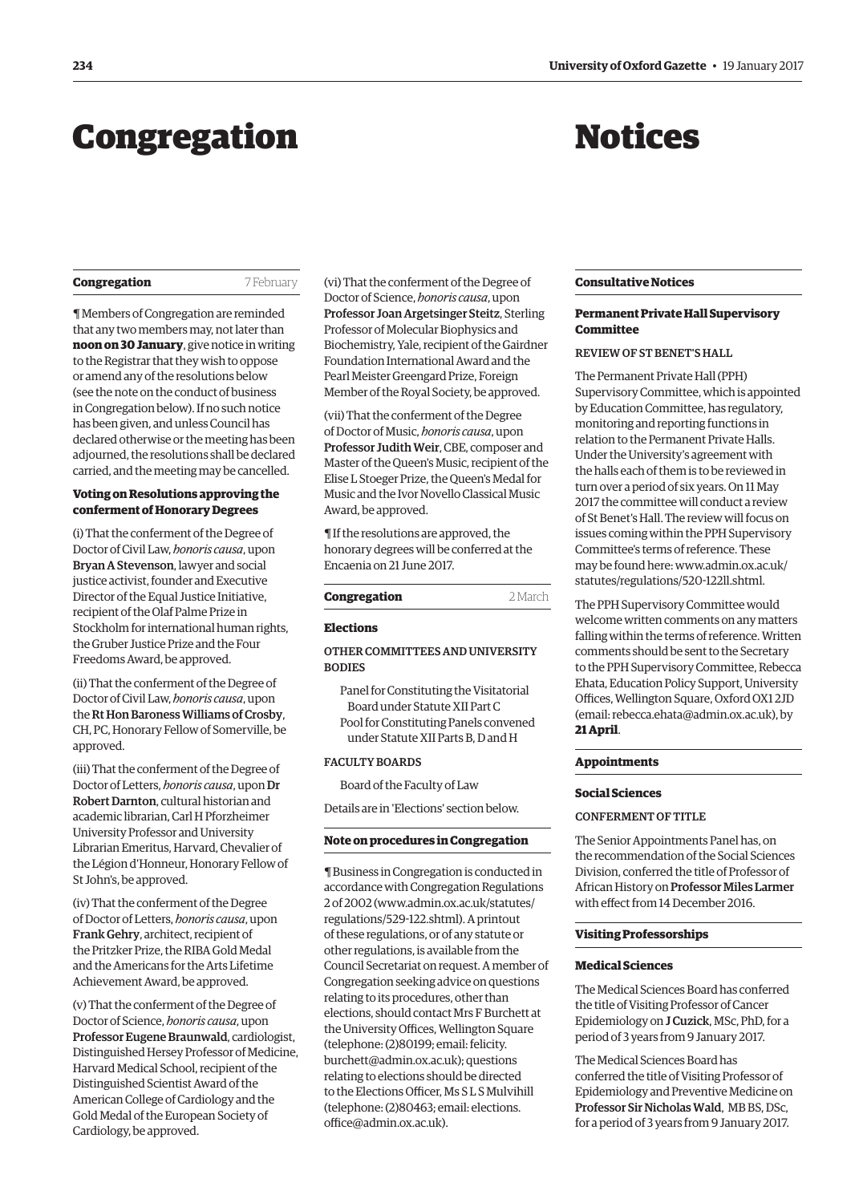# Congregation

## Congregation — 7 February

¶ Members of Congregation are reminded that any two members may, not later than **noon on 30 January**, give notice in writing to the Registrar that they wish to oppose or amend any of the resolutions below (see the note on the conduct of business in Congregation below). If no such notice has been given, and unless Council has declared otherwise or the meeting has been adjourned, the resolutions shall be declared carried, and the meeting may be cancelled.

### Voting on Resolutions approving the conferment of Honorary Degrees

(i) That the conferment of the Degree of Doctor of Civil Law, *honoris causa*, upon **Bryan A Stevenson**, lawyer and social justice activist, founder and Executive Director of the Equal Justice Initiative, recipient of the Olaf Palme Prize in Stockholm for international human rights, the Gruber Justice Prize and the Four Freedoms Award, be approved.

(ii) That the conferment of the Degree of Doctor of Civil Law, *honoris causa*, upon the **Rt Hon Baroness Williams of Crosby**, CH, PC, Honorary Fellow of Somerville, be approved.

(iii) That the conferment of the Degree of Doctor of Letters, *honoris causa*, upon **Dr Robert Darnton**, cultural historian and academic librarian, Carl H Pforzheimer University Professor and University Librarian Emeritus, Harvard, Chevalier of the Légion d'Honneur, Honorary Fellow of St John's, be approved.

(iv) That the conferment of the Degree of Doctor of Letters, *honoris causa*, upon **Frank Gehry**, architect, recipient of the Pritzker Prize, the RIBA Gold Medal and the Americans for the Arts Lifetime Achievement Award, be approved.

(v) That the conferment of the Degree of Doctor of Science, *honoris causa*, upon **Professor Eugene Braunwald**, cardiologist, Distinguished Hersey Professor of Medicine, Harvard Medical School, recipient of the Distinguished Scientist Award of the American College of Cardiology and the Gold Medal of the European Society of Cardiology, be approved.

(vi) That the conferment of the Degree of Doctor of Science, *honoris causa*, upon **Professor Joan Argetsinger Steitz**, Sterling Professor of Molecular Biophysics and Biochemistry, Yale, recipient of the Gairdner Foundation International Award and the Pearl Meister Greengard Prize, Foreign Member of the Royal Society, be approved.

(vii) That the conferment of the Degree of Doctor of Music, *honoris causa*, upon **Professor Judith Weir**, CBE, composer and Master of the Queen's Music, recipient of the Elise L Stoeger Prize, the Queen's Medal for Music and the Ivor Novello Classical Music Award, be approved.

¶ If the resolutions are approved, the honorary degrees will be conferred at the Encaenia on 21 June 2017.

## Congregation — 2 March

### Elections

OTHER COMMITTEES AND UNIVERSITY BODIES

- Panel for Constituting the Visitatorial Board under Statute XII Part C
- Pool for Constituting Panels convened under Statute XII Parts B, D and H

FACULTY BOARDS

- Board of the Faculty of Law

Details are in 'Elections' section below.

### Note on procedures in Congregation

¶ Business in Congregation is conducted in accordance with Congregation Regulations 2 of 2002 (www.admin.ox.ac.uk/statutes/regulations/529-122.shtml). A printout of these regulations, or of any statute or other regulations, is available from the Council Secretariat on request. A member of Congregation seeking advice on questions relating to its procedures, other than elections, should contact Mrs F Burchett at the University Offices, Wellington Square (telephone: (2)80199; email: felicity.burchett@admin.ox.ac.uk); questions relating to elections should be directed to the Elections Officer, Ms S L S Mulvihill (telephone: (2)80463; email: elections.office@admin.ox.ac.uk).

# Notices

## Consultative Notices

### Permanent Private Hall Supervisory Committee

REVIEW OF ST BENET'S HALL

The Permanent Private Hall (PPH) Supervisory Committee, which is appointed by Education Committee, has regulatory, monitoring and reporting functions in relation to the Permanent Private Halls. Under the University's agreement with the halls each of them is to be reviewed in turn over a period of six years. On 11 May 2017 the committee will conduct a review of St Benet's Hall. The review will focus on issues coming within the PPH Supervisory Committee's terms of reference. These may be found here: www.admin.ox.ac.uk/statutes/regulations/520-122ll.shtml.

The PPH Supervisory Committee would welcome written comments on any matters falling within the terms of reference. Written comments should be sent to the Secretary to the PPH Supervisory Committee, Rebecca Ehata, Education Policy Support, University Offices, Wellington Square, Oxford OX1 2JD (email: rebecca.ehata@admin.ox.ac.uk), by **21 April**.

## Appointments

### Social Sciences

CONFERMENT OF TITLE

The Senior Appointments Panel has, on the recommendation of the Social Sciences Division, conferred the title of Professor of African History on **Professor Miles Larmer** with effect from 14 December 2016.

## Visiting Professorships

### Medical Sciences

The Medical Sciences Board has conferred the title of Visiting Professor of Cancer Epidemiology on **J Cuzick**, MSc, PhD, for a period of 3 years from 9 January 2017.

The Medical Sciences Board has conferred the title of Visiting Professor of Epidemiology and Preventive Medicine on **Professor Sir Nicholas Wald**, MB BS, DSc, for a period of 3 years from 9 January 2017.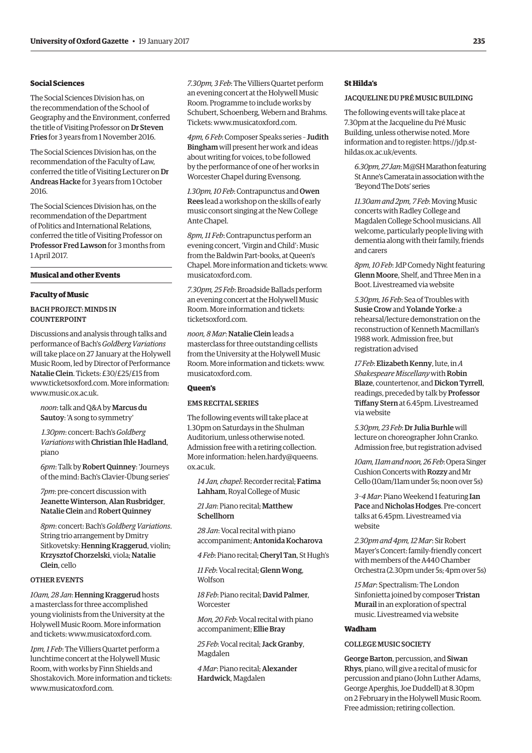### Social Sciences

The Social Sciences Division has, on the recommendation of the School of Geography and the Environment, conferred the title of Visiting Professor on **Dr Steven Fries** for 3 years from 1 November 2016.

The Social Sciences Division has, on the recommendation of the Faculty of Law, conferred the title of Visiting Lecturer on **Dr Andreas Hacke** for 3 years from 1 October 2016.

The Social Sciences Division has, on the recommendation of the Department of Politics and International Relations, conferred the title of Visiting Professor on **Professor Fred Lawson** for 3 months from 1 April 2017.

## Musical and other Events

### Faculty of Music

#### BACH PROJECT: MINDS IN COUNTERPOINT

Discussions and analysis through talks and performance of Bach's *Goldberg Variations* will take place on 27 January at the Holywell Music Room, led by Director of Performance **Natalie Clein**. Tickets: £30/£25/£15 from www.ticketsoxford.com. More information: www.music.ox.ac.uk.

*noon*: talk and Q&A by **Marcus du Sautoy**: 'A song to symmetry'

*1.30pm*: concert: Bach's *Goldberg Variations* with **Christian Ihle Hadland**, piano

*6pm*: Talk by **Robert Quinney**: 'Journeys of the mind: Bach's Clavier-Übung series'

*7pm*: pre-concert discussion with **Jeanette Winterson**, **Alan Rusbridger**, **Natalie Clein** and **Robert Quinney**

*8pm*: concert: Bach's *Goldberg Variations*. String trio arrangement by Dmitry Sitkovetsky: **Henning Kraggerud**, violin; **Krzysztof Chorzelski**, viola; **Natalie Clein**, cello

#### OTHER EVENTS

*10am, 28 Jan*: **Henning Kraggerud** hosts a masterclass for three accomplished young violinists from the University at the Holywell Music Room. More information and tickets: www.musicatoxford.com.

*1pm, 1 Feb*: The Villiers Quartet perform a lunchtime concert at the Holywell Music Room, with works by Finn Shields and Shostakovich. More information and tickets: www.musicatoxford.com.

*7.30pm, 3 Feb*: The Villiers Quartet perform an evening concert at the Holywell Music Room. Programme to include works by Schubert, Schoenberg, Webern and Brahms. Tickets: www.musicatoxford.com.

*4pm, 6 Feb*: Composer Speaks series – **Judith Bingham** will present her work and ideas about writing for voices, to be followed by the performance of one of her works in Worcester Chapel during Evensong.

*1.30pm, 10 Feb*: Contrapunctus and **Owen Rees** lead a workshop on the skills of early music consort singing at the New College Ante Chapel.

*8pm, 11 Feb*: Contrapunctus perform an evening concert, 'Virgin and Child': Music from the Baldwin Part-books, at Queen's Chapel. More information and tickets: www.musicatoxford.com.

*7.30pm, 25 Feb*: Broadside Ballads perform an evening concert at the Holywell Music Room. More information and tickets: ticketsoxford.com.

*noon, 8 Mar*: **Natalie Clein** leads a masterclass for three outstanding cellists from the University at the Holywell Music Room. More information and tickets: www.musicatoxford.com.

### Queen's

#### EMS RECITAL SERIES

The following events will take place at 1.30pm on Saturdays in the Shulman Auditorium, unless otherwise noted. Admission free with a retiring collection. More information: helen.hardy@queens.ox.ac.uk.

*14 Jan, chapel*: Recorder recital; **Fatima Lahham**, Royal College of Music

*21 Jan*: Piano recital; **Matthew Schellhorn**

*28 Jan*: Vocal recital with piano accompaniment; **Antonida Kocharova**

*4 Feb*: Piano recital; **Cheryl Tan**, St Hugh's

*11 Feb*: Vocal recital; **Glenn Wong**, Wolfson

*18 Feb*: Piano recital; **David Palmer**, Worcester

*Mon, 20 Feb*: Vocal recital with piano accompaniment; **Ellie Bray**

*25 Feb*: Vocal recital; **Jack Granby**, Magdalen

*4 Mar*: Piano recital; **Alexander Hardwick**, Magdalen

### St Hilda's

#### JACQUELINE DU PRÉ MUSIC BUILDING

The following events will take place at 7.30pm at the Jacqueline du Pré Music Building, unless otherwise noted. More information and to register: https://jdp.st-hildas.ox.ac.uk/events.

*6.30pm, 27 Jan*: M@SH Marathon featuring St Anne's Camerata in association with the 'Beyond The Dots' series

*11.30am and 2pm, 7 Feb*: Moving Music concerts with Radley College and Magdalen College School musicians. All welcome, particularly people living with dementia along with their family, friends and carers

*8pm, 10 Feb*: JdP Comedy Night featuring **Glenn Moore**, Shelf, and Three Men in a Boot. Livestreamed via website

*5.30pm, 16 Feb*: Sea of Troubles with **Susie Crow** and **Yolande Yorke**: a rehearsal/lecture demonstration on the reconstruction of Kenneth Macmillan's 1988 work. Admission free, but registration advised

*17 Feb*: **Elizabeth Kenny**, lute, in *A Shakespeare Miscellany* with **Robin Blaze**, countertenor, and **Dickon Tyrrell**, readings, preceded by talk by **Professor Tiffany Stern** at 6.45pm. Livestreamed via website

*5.30pm, 23 Feb*: **Dr Julia Burhle** will lecture on choreographer John Cranko. Admission free, but registration advised

*10am, 11am and noon, 26 Feb*: Opera Singer Cushion Concerts with **Rozzy** and Mr Cello (10am/11am under 5s; noon over 5s)

*3–4 Mar*: Piano Weekend 1 featuring **Ian Pace** and **Nicholas Hodges**. Pre-concert talks at 6.45pm. Livestreamed via website

*2.30pm and 4pm, 12 Mar*: Sir Robert Mayer's Concert: family-friendly concert with members of the A440 Chamber Orchestra (2.30pm under 5s; 4pm over 5s)

*15 Mar*: Spectralism: The London Sinfonietta joined by composer **Tristan Murail** in an exploration of spectral music. Livestreamed via website

### Wadham

#### COLLEGE MUSIC SOCIETY

**George Barton**, percussion, and **Siwan Rhys**, piano, will give a recital of music for percussion and piano (John Luther Adams, George Aperghis, Joe Duddell) at 8.30pm on 2 February in the Holywell Music Room. Free admission; retiring collection.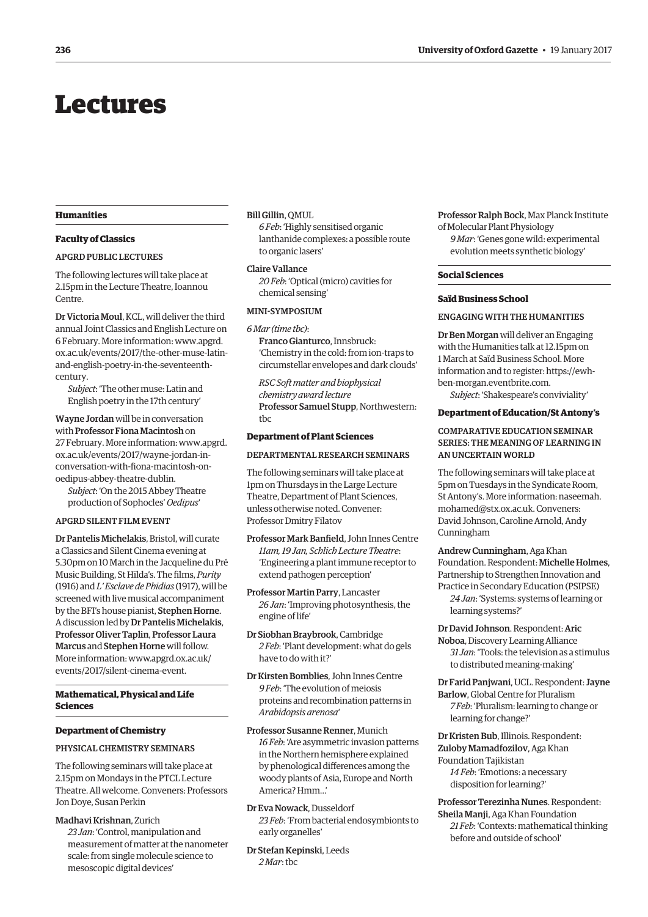# Lectures

## Humanities

### Faculty of Classics

#### APGRD PUBLIC LECTURES

The following lectures will take place at 2.15pm in the Lecture Theatre, Ioannou Centre.

**Dr Victoria Moul**, KCL, will deliver the third annual Joint Classics and English Lecture on 6 February. More information: www.apgrd.ox.ac.uk/events/2017/the-other-muse-latin-and-english-poetry-in-the-seventeenth-century.
*Subject*: 'The other muse: Latin and English poetry in the 17th century'

**Wayne Jordan** will be in conversation with **Professor Fiona Macintosh** on 27 February. More information: www.apgrd.ox.ac.uk/events/2017/wayne-jordan-in-conversation-with-fiona-macintosh-on-oedipus-abbey-theatre-dublin.
*Subject*: 'On the 2015 Abbey Theatre production of Sophocles' *Oedipus*'

#### APGRD SILENT FILM EVENT

**Dr Pantelis Michelakis**, Bristol, will curate a Classics and Silent Cinema evening at 5.30pm on 10 March in the Jacqueline du Pré Music Building, St Hilda's. The films, *Purity* (1916) and *L' Esclave de Phidias* (1917), will be screened with live musical accompaniment by the BFI's house pianist, **Stephen Horne**. A discussion led by **Dr Pantelis Michelakis**, **Professor Oliver Taplin**, **Professor Laura Marcus** and **Stephen Horne** will follow. More information: www.apgrd.ox.ac.uk/events/2017/silent-cinema-event.

## Mathematical, Physical and Life Sciences

### Department of Chemistry

#### PHYSICAL CHEMISTRY SEMINARS

The following seminars will take place at 2.15pm on Mondays in the PTCL Lecture Theatre. All welcome. Conveners: Professors Jon Doye, Susan Perkin

**Madhavi Krishnan**, Zurich
*23 Jan*: 'Control, manipulation and measurement of matter at the nanometer scale: from single molecule science to mesoscopic digital devices'

**Bill Gillin**, QMUL
*6 Feb*: 'Highly sensitised organic lanthanide complexes: a possible route to organic lasers'

**Claire Vallance**
*20 Feb*: 'Optical (micro) cavities for chemical sensing'

#### MINI-SYMPOSIUM

*6 Mar (time tbc)*:
**Franco Gianturco**, Innsbruck: 'Chemistry in the cold: from ion-traps to circumstellar envelopes and dark clouds'

*RSC Soft matter and biophysical chemistry award lecture*
**Professor Samuel Stupp**, Northwestern: tbc

### Department of Plant Sciences

#### DEPARTMENTAL RESEARCH SEMINARS

The following seminars will take place at 1pm on Thursdays in the Large Lecture Theatre, Department of Plant Sciences, unless otherwise noted. Convener: Professor Dmitry Filatov

**Professor Mark Banfield**, John Innes Centre
*11am, 19 Jan, Schlich Lecture Theatre*: 'Engineering a plant immune receptor to extend pathogen perception'

**Professor Martin Parry**, Lancaster
*26 Jan*: 'Improving photosynthesis, the engine of life'

**Dr Siobhan Braybrook**, Cambridge
*2 Feb*: 'Plant development: what do gels have to do with it?'

**Dr Kirsten Bomblies**, John Innes Centre
*9 Feb*: 'The evolution of meiosis proteins and recombination patterns in *Arabidopsis arenosa*'

**Professor Susanne Renner**, Munich
*16 Feb*: 'Are asymmetric invasion patterns in the Northern hemisphere explained by phenological differences among the woody plants of Asia, Europe and North America? Hmm...'

**Dr Eva Nowack**, Dusseldorf
*23 Feb*: 'From bacterial endosymbionts to early organelles'

**Dr Stefan Kepinski**, Leeds
*2 Mar*: tbc

**Professor Ralph Bock**, Max Planck Institute of Molecular Plant Physiology
*9 Mar*: 'Genes gone wild: experimental evolution meets synthetic biology'

## Social Sciences

### Saïd Business School

#### ENGAGING WITH THE HUMANITIES

**Dr Ben Morgan** will deliver an Engaging with the Humanities talk at 12.15pm on 1 March at Saïd Business School. More information and to register: https://ewh-ben-morgan.eventbrite.com.
*Subject*: 'Shakespeare's conviviality'

### Department of Education/St Antony's

#### COMPARATIVE EDUCATION SEMINAR SERIES: THE MEANING OF LEARNING IN AN UNCERTAIN WORLD

The following seminars will take place at 5pm on Tuesdays in the Syndicate Room, St Antony's. More information: naseemah.mohamed@stx.ox.ac.uk. Conveners: David Johnson, Caroline Arnold, Andy Cunningham

**Andrew Cunningham**, Aga Khan Foundation. Respondent: **Michelle Holmes**, Partnership to Strengthen Innovation and Practice in Secondary Education (PSIPSE)
*24 Jan*: 'Systems: systems of learning or learning systems?'

**Dr David Johnson**. Respondent: **Aric Noboa**, Discovery Learning Alliance
*31 Jan*: 'Tools: the television as a stimulus to distributed meaning-making'

**Dr Farid Panjwani**, UCL. Respondent: **Jayne Barlow**, Global Centre for Pluralism
*7 Feb*: 'Pluralism: learning to change or learning for change?'

**Dr Kristen Bub**, Illinois. Respondent: **Zuloby Mamadfozilov**, Aga Khan Foundation Tajikistan
*14 Feb*: 'Emotions: a necessary disposition for learning?'

**Professor Terezinha Nunes**. Respondent: **Sheila Manji**, Aga Khan Foundation
*21 Feb*: 'Contexts: mathematical thinking before and outside of school'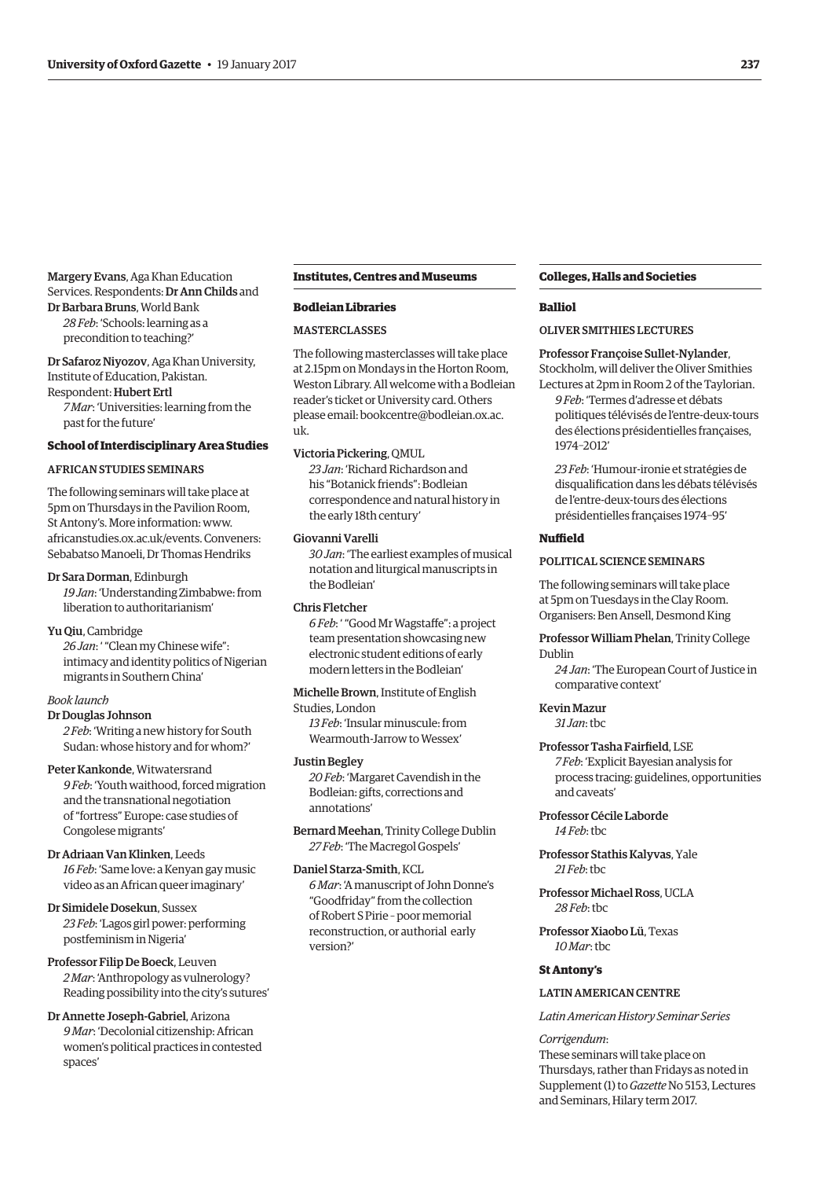Margery Evans, Aga Khan Education Services. Respondents: **Dr Ann Childs** and **Dr Barbara Bruns**, World Bank

*28 Feb*: 'Schools: learning as a precondition to teaching?'

Dr Safaroz Niyozov, Aga Khan University, Institute of Education, Pakistan. Respondent: **Hubert Ertl**

*7 Mar*: 'Universities: learning from the past for the future'

### School of Interdisciplinary Area Studies

AFRICAN STUDIES SEMINARS

The following seminars will take place at 5pm on Thursdays in the Pavilion Room, St Antony's. More information: www.africanstudies.ox.ac.uk/events. Conveners: Sebabatso Manoeli, Dr Thomas Hendriks

Dr Sara Dorman, Edinburgh

*19 Jan*: 'Understanding Zimbabwe: from liberation to authoritarianism'

Yu Qiu, Cambridge

*26 Jan*: ' "Clean my Chinese wife": intimacy and identity politics of Nigerian migrants in Southern China'

*Book launch*

Dr Douglas Johnson

*2 Feb*: 'Writing a new history for South Sudan: whose history and for whom?'

Peter Kankonde, Witwatersrand

*9 Feb*: 'Youth waithood, forced migration and the transnational negotiation of "fortress" Europe: case studies of Congolese migrants'

Dr Adriaan Van Klinken, Leeds

*16 Feb*: 'Same love: a Kenyan gay music video as an African queer imaginary'

Dr Simidele Dosekun, Sussex

*23 Feb*: 'Lagos girl power: performing postfeminism in Nigeria'

Professor Filip De Boeck, Leuven

*2 Mar*: 'Anthropology as vulnerology? Reading possibility into the city's sutures'

Dr Annette Joseph-Gabriel, Arizona

*9 Mar*: 'Decolonial citizenship: African women's political practices in contested spaces'

## Institutes, Centres and Museums

### Bodleian Libraries

MASTERCLASSES

The following masterclasses will take place at 2.15pm on Mondays in the Horton Room, Weston Library. All welcome with a Bodleian reader's ticket or University card. Others please email: bookcentre@bodleian.ox.ac.uk.

Victoria Pickering, QMUL

*23 Jan*: 'Richard Richardson and his "Botanick friends": Bodleian correspondence and natural history in the early 18th century'

Giovanni Varelli

*30 Jan*: 'The earliest examples of musical notation and liturgical manuscripts in the Bodleian'

Chris Fletcher

*6 Feb*: ' "Good Mr Wagstaffe": a project team presentation showcasing new electronic student editions of early modern letters in the Bodleian'

Michelle Brown, Institute of English Studies, London

*13 Feb*: 'Insular minuscule: from Wearmouth-Jarrow to Wessex'

Justin Begley

*20 Feb*: 'Margaret Cavendish in the Bodleian: gifts, corrections and annotations'

Bernard Meehan, Trinity College Dublin

*27 Feb*: 'The Macregol Gospels'

Daniel Starza-Smith, KCL

*6 Mar*: 'A manuscript of John Donne's "Goodfriday" from the collection of Robert S Pirie – poor memorial reconstruction, or authorial early version?'

## Colleges, Halls and Societies

### Balliol

OLIVER SMITHIES LECTURES

Professor Françoise Sullet-Nylander, Stockholm, will deliver the Oliver Smithies Lectures at 2pm in Room 2 of the Taylorian.

*9 Feb*: 'Termes d'adresse et débats politiques télévisés de l'entre-deux-tours des élections présidentielles françaises, 1974–2012'

*23 Feb*: 'Humour-ironie et stratégies de disqualification dans les débats télévisés de l'entre-deux-tours des élections présidentielles françaises 1974–95'

### Nuffield

POLITICAL SCIENCE SEMINARS

The following seminars will take place at 5pm on Tuesdays in the Clay Room. Organisers: Ben Ansell, Desmond King

Professor William Phelan, Trinity College Dublin

*24 Jan*: 'The European Court of Justice in comparative context'

Kevin Mazur

*31 Jan*: tbc

Professor Tasha Fairfield, LSE

*7 Feb*: 'Explicit Bayesian analysis for process tracing: guidelines, opportunities and caveats'

Professor Cécile Laborde

*14 Feb*: tbc

Professor Stathis Kalyvas, Yale

*21 Feb*: tbc

Professor Michael Ross, UCLA

*28 Feb*: tbc

Professor Xiaobo Lü, Texas

*10 Mar*: tbc

### St Antony's

LATIN AMERICAN CENTRE

*Latin American History Seminar Series*

*Corrigendum*:

These seminars will take place on Thursdays, rather than Fridays as noted in Supplement (1) to *Gazette* No 5153, Lectures and Seminars, Hilary term 2017.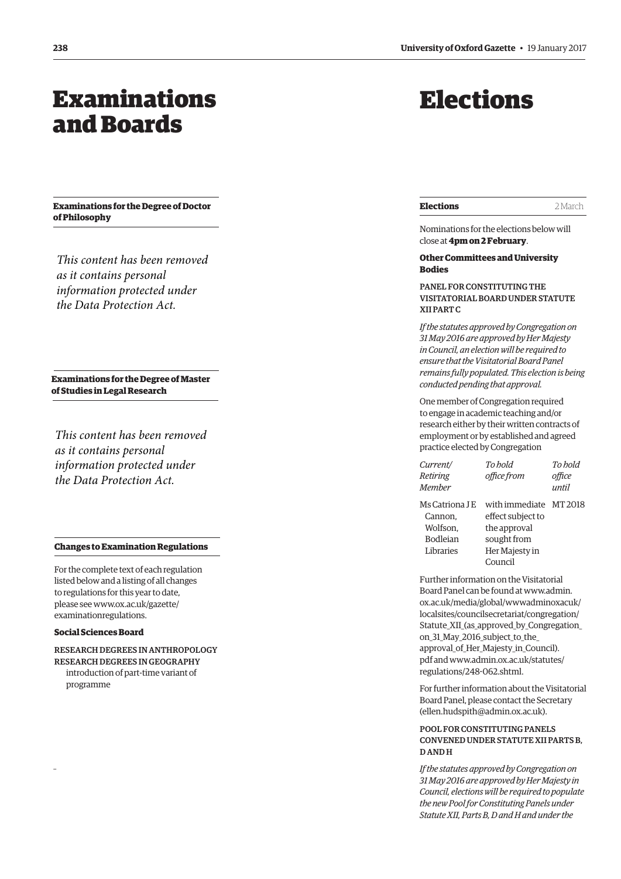# Examinations and Boards

**Examinations for the Degree of Doctor of Philosophy**

*This content has been removed as it contains personal information protected under the Data Protection Act.*

**Examinations for the Degree of Master of Studies in Legal Research**

*This content has been removed as it contains personal information protected under the Data Protection Act.*

**Changes to Examination Regulations**

For the complete text of each regulation listed below and a listing of all changes to regulations for this year to date, please see www.ox.ac.uk/gazette/examinationregulations.

**Social Sciences Board**

RESEARCH DEGREES IN ANTHROPOLOGY
RESEARCH DEGREES IN GEOGRAPHY
introduction of part-time variant of programme

# Elections

**Elections** 2 March

Nominations for the elections below will close at **4pm on 2 February**.

**Other Committees and University Bodies**

PANEL FOR CONSTITUTING THE VISITATORIAL BOARD UNDER STATUTE XII PART C

*If the statutes approved by Congregation on 31 May 2016 are approved by Her Majesty in Council, an election will be required to ensure that the Visitatorial Board Panel remains fully populated. This election is being conducted pending that approval.*

One member of Congregation required to engage in academic teaching and/or research either by their written contracts of employment or by established and agreed practice elected by Congregation

| *Current/ Retiring Member* | *To hold office from* | *To hold office until* |
|---|---|---|
| Ms Catriona J E Cannon, Wolfson, Bodleian Libraries | with immediate effect subject to the approval sought from Her Majesty in Council | MT 2018 |

Further information on the Visitatorial Board Panel can be found at www.admin.ox.ac.uk/media/global/wwwadminoxacuk/localsites/councilsecretariat/congregation/Statute_XII_(as_approved_by_Congregation_on_31_May_2016_subject_to_the_approval_of_Her_Majesty_in_Council).pdf and www.admin.ox.ac.uk/statutes/regulations/248-062.shtml.

For further information about the Visitatorial Board Panel, please contact the Secretary (ellen.hudspith@admin.ox.ac.uk).

POOL FOR CONSTITUTING PANELS CONVENED UNDER STATUTE XII PARTS B, D AND H

*If the statutes approved by Congregation on 31 May 2016 are approved by Her Majesty in Council, elections will be required to populate the new Pool for Constituting Panels under Statute XII, Parts B, D and H and under the*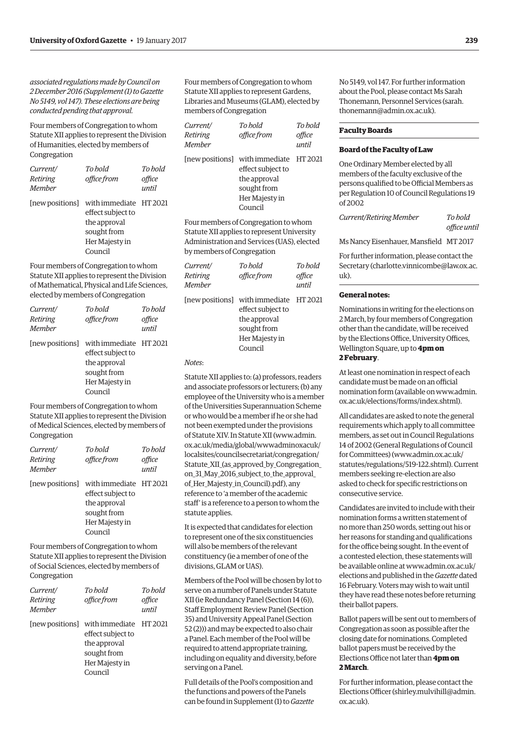*associated regulations made by Council on 2 December 2016 (Supplement (1) to Gazette No 5149, vol 147). These elections are being conducted pending that approval.*

Four members of Congregation to whom Statute XII applies to represent the Division of Humanities, elected by members of Congregation

| *Current/ Retiring Member* | *To hold office from* | *To hold office until* |
|---|---|---|
| [new positions] | with immediate effect subject to the approval sought from Her Majesty in Council | HT 2021 |

Four members of Congregation to whom Statute XII applies to represent the Division of Mathematical, Physical and Life Sciences, elected by members of Congregation

| *Current/ Retiring Member* | *To hold office from* | *To hold office until* |
|---|---|---|
| [new positions] | with immediate effect subject to the approval sought from Her Majesty in Council | HT 2021 |

Four members of Congregation to whom Statute XII applies to represent the Division of Medical Sciences, elected by members of Congregation

| *Current/ Retiring Member* | *To hold office from* | *To hold office until* |
|---|---|---|
| [new positions] | with immediate effect subject to the approval sought from Her Majesty in Council | HT 2021 |

Four members of Congregation to whom Statute XII applies to represent the Division of Social Sciences, elected by members of Congregation

| *Current/ Retiring Member* | *To hold office from* | *To hold office until* |
|---|---|---|
| [new positions] | with immediate effect subject to the approval sought from Her Majesty in Council | HT 2021 |

Four members of Congregation to whom Statute XII applies to represent Gardens, Libraries and Museums (GLAM), elected by members of Congregation

| *Current/ Retiring Member* | *To hold office from* | *To hold office until* |
|---|---|---|
| [new positions] | with immediate effect subject to the approval sought from Her Majesty in Council | HT 2021 |

Four members of Congregation to whom Statute XII applies to represent University Administration and Services (UAS), elected by members of Congregation

| *Current/ Retiring Member* | *To hold office from* | *To hold office until* |
|---|---|---|
| [new positions] | with immediate effect subject to the approval sought from Her Majesty in Council | HT 2021 |

*Notes*:

Statute XII applies to: (a) professors, readers and associate professors or lecturers; (b) any employee of the University who is a member of the Universities Superannuation Scheme or who would be a member if he or she had not been exempted under the provisions of Statute XIV. In Statute XII (www.admin.ox.ac.uk/media/global/wwwadminoxacuk/localsites/councilsecretariat/congregation/Statute_XII_(as_approved_by_Congregation_on_31_May_2016_subject_to_the_approval_of_Her_Majesty_in_Council).pdf), any reference to 'a member of the academic staff' is a reference to a person to whom the statute applies.

It is expected that candidates for election to represent one of the six constituencies will also be members of the relevant constituency (ie a member of one of the divisions, GLAM or UAS).

Members of the Pool will be chosen by lot to serve on a number of Panels under Statute XII (ie Redundancy Panel (Section 14 (6)), Staff Employment Review Panel (Section 35) and University Appeal Panel (Section 52 (2))) and may be expected to also chair a Panel. Each member of the Pool will be required to attend appropriate training, including on equality and diversity, before serving on a Panel.

Full details of the Pool's composition and the functions and powers of the Panels can be found in Supplement (1) to *Gazette* No 5149, vol 147. For further information about the Pool, please contact Ms Sarah Thonemann, Personnel Services (sarah.thonemann@admin.ox.ac.uk).

## Faculty Boards

### Board of the Faculty of Law

One Ordinary Member elected by all members of the faculty exclusive of the persons qualified to be Official Members as per Regulation 10 of Council Regulations 19 of 2002

| *Current/Retiring Member* | *To hold office until* |
|---|---|
| Ms Nancy Eisenhauer, Mansfield | MT 2017 |

For further information, please contact the Secretary (charlotte.vinnicombe@law.ox.ac.uk).

### General notes:

Nominations in writing for the elections on 2 March, by four members of Congregation other than the candidate, will be received by the Elections Office, University Offices, Wellington Square, up to **4pm on 2 February**.

At least one nomination in respect of each candidate must be made on an official nomination form (available on www.admin.ox.ac.uk/elections/forms/index.shtml).

All candidates are asked to note the general requirements which apply to all committee members, as set out in Council Regulations 14 of 2002 (General Regulations of Council for Committees) (www.admin.ox.ac.uk/statutes/regulations/519-122.shtml). Current members seeking re-election are also asked to check for specific restrictions on consecutive service.

Candidates are invited to include with their nomination forms a written statement of no more than 250 words, setting out his or her reasons for standing and qualifications for the office being sought. In the event of a contested election, these statements will be available online at www.admin.ox.ac.uk/elections and published in the *Gazette* dated 16 February. Voters may wish to wait until they have read these notes before returning their ballot papers.

Ballot papers will be sent out to members of Congregation as soon as possible after the closing date for nominations. Completed ballot papers must be received by the Elections Office not later than **4pm on 2 March**.

For further information, please contact the Elections Officer (shirley.mulvihill@admin.ox.ac.uk).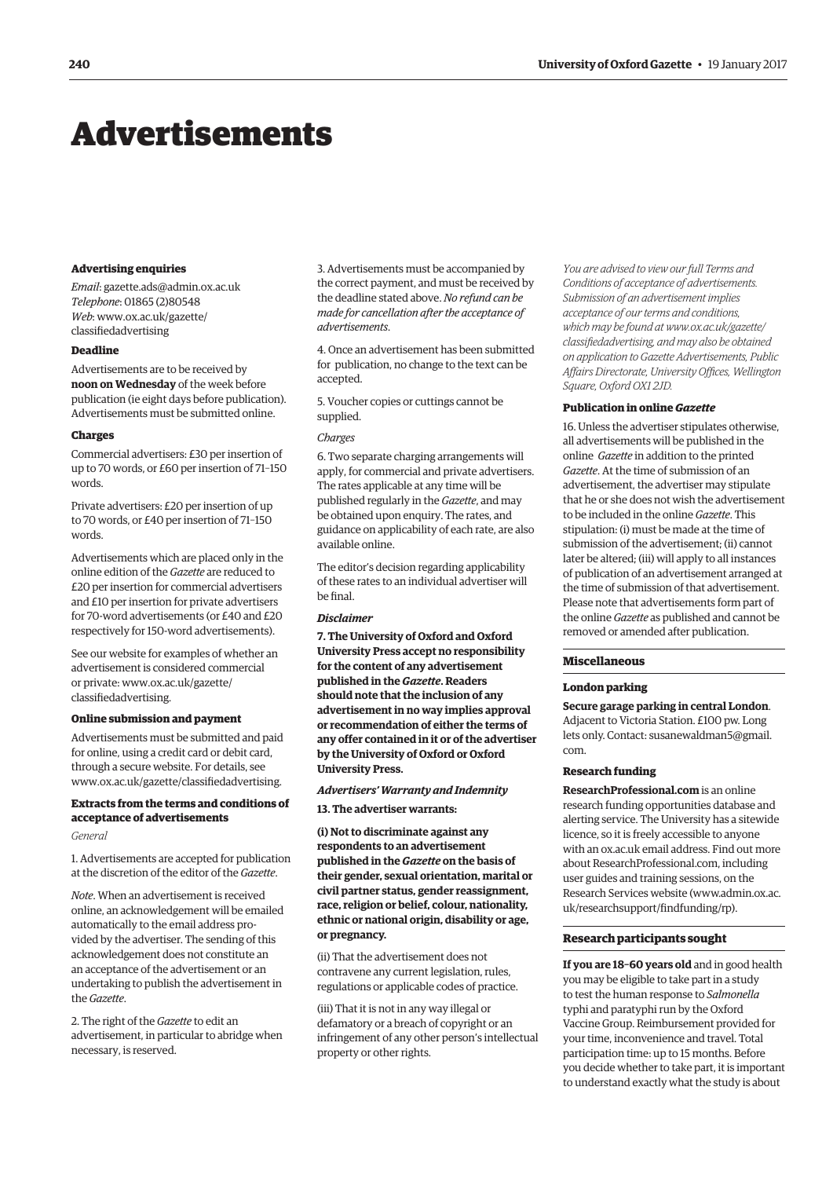# Advertisements

### Advertising enquiries

*Email*: gazette.ads@admin.ox.ac.uk
*Telephone*: 01865 (2)80548
*Web*: www.ox.ac.uk/gazette/classifiedadvertising

### Deadline

Advertisements are to be received by **noon on Wednesday** of the week before publication (ie eight days before publication). Advertisements must be submitted online.

### Charges

Commercial advertisers: £30 per insertion of up to 70 words, or £60 per insertion of 71–150 words.

Private advertisers: £20 per insertion of up to 70 words, or £40 per insertion of 71–150 words.

Advertisements which are placed only in the online edition of the *Gazette* are reduced to £20 per insertion for commercial advertisers and £10 per insertion for private advertisers for 70-word advertisements (or £40 and £20 respectively for 150-word advertisements).

See our website for examples of whether an advertisement is considered commercial or private: www.ox.ac.uk/gazette/classifiedadvertising.

### Online submission and payment

Advertisements must be submitted and paid for online, using a credit card or debit card, through a secure website. For details, see www.ox.ac.uk/gazette/classifiedadvertising.

### Extracts from the terms and conditions of acceptance of advertisements

*General*

1. Advertisements are accepted for publication at the discretion of the editor of the *Gazette*.

*Note*. When an advertisement is received online, an acknowledgement will be emailed automatically to the email address provided by the advertiser. The sending of this acknowledgement does not constitute an an acceptance of the advertisement or an undertaking to publish the advertisement in the *Gazette*.

2. The right of the *Gazette* to edit an advertisement, in particular to abridge when necessary, is reserved.

3. Advertisements must be accompanied by the correct payment, and must be received by the deadline stated above. *No refund can be made for cancellation after the acceptance of advertisements*.

4. Once an advertisement has been submitted for publication, no change to the text can be accepted.

5. Voucher copies or cuttings cannot be supplied.

*Charges*

6. Two separate charging arrangements will apply, for commercial and private advertisers. The rates applicable at any time will be published regularly in the *Gazette*, and may be obtained upon enquiry. The rates, and guidance on applicability of each rate, are also available online.

The editor's decision regarding applicability of these rates to an individual advertiser will be final.

***Disclaimer***

**7. The University of Oxford and Oxford University Press accept no responsibility for the content of any advertisement published in the *Gazette*. Readers should note that the inclusion of any advertisement in no way implies approval or recommendation of either the terms of any offer contained in it or of the advertiser by the University of Oxford or Oxford University Press.**

***Advertisers' Warranty and Indemnity***

**13. The advertiser warrants:**

**(i) Not to discriminate against any respondents to an advertisement published in the *Gazette* on the basis of their gender, sexual orientation, marital or civil partner status, gender reassignment, race, religion or belief, colour, nationality, ethnic or national origin, disability or age, or pregnancy.**

(ii) That the advertisement does not contravene any current legislation, rules, regulations or applicable codes of practice.

(iii) That it is not in any way illegal or defamatory or a breach of copyright or an infringement of any other person's intellectual property or other rights.

*You are advised to view our full Terms and Conditions of acceptance of advertisements. Submission of an advertisement implies acceptance of our terms and conditions, which may be found at www.ox.ac.uk/gazette/classifiedadvertising, and may also be obtained on application to Gazette Advertisements, Public Affairs Directorate, University Offices, Wellington Square, Oxford OX1 2JD.*

### Publication in online *Gazette*

16. Unless the advertiser stipulates otherwise, all advertisements will be published in the online *Gazette* in addition to the printed *Gazette*. At the time of submission of an advertisement, the advertiser may stipulate that he or she does not wish the advertisement to be included in the online *Gazette*. This stipulation: (i) must be made at the time of submission of the advertisement; (ii) cannot later be altered; (iii) will apply to all instances of publication of an advertisement arranged at the time of submission of that advertisement. Please note that advertisements form part of the online *Gazette* as published and cannot be removed or amended after publication.

## Miscellaneous

### London parking

**Secure garage parking in central London**. Adjacent to Victoria Station. £100 pw. Long lets only. Contact: susanewaldman5@gmail.com.

### Research funding

**ResearchProfessional.com** is an online research funding opportunities database and alerting service. The University has a sitewide licence, so it is freely accessible to anyone with an ox.ac.uk email address. Find out more about ResearchProfessional.com, including user guides and training sessions, on the Research Services website (www.admin.ox.ac.uk/researchsupport/findfunding/rp).

## Research participants sought

**If you are 18–60 years old** and in good health you may be eligible to take part in a study to test the human response to *Salmonella* typhi and paratyphi run by the Oxford Vaccine Group. Reimbursement provided for your time, inconvenience and travel. Total participation time: up to 15 months. Before you decide whether to take part, it is important to understand exactly what the study is about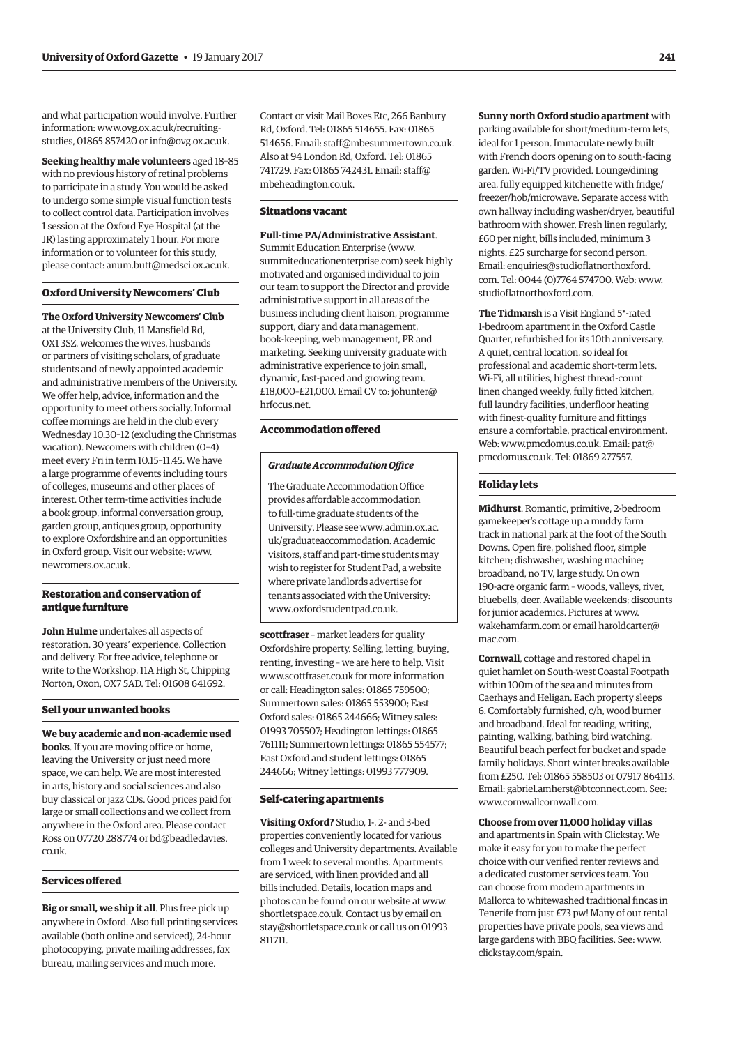and what participation would involve. Further information: www.ovg.ox.ac.uk/recruiting-studies, 01865 857420 or info@ovg.ox.ac.uk.

**Seeking healthy male volunteers** aged 18–85 with no previous history of retinal problems to participate in a study. You would be asked to undergo some simple visual function tests to collect control data. Participation involves 1 session at the Oxford Eye Hospital (at the JR) lasting approximately 1 hour. For more information or to volunteer for this study, please contact: anum.butt@medsci.ox.ac.uk.

### Oxford University Newcomers' Club

**The Oxford University Newcomers' Club** at the University Club, 11 Mansfield Rd, OX1 3SZ, welcomes the wives, husbands or partners of visiting scholars, of graduate students and of newly appointed academic and administrative members of the University. We offer help, advice, information and the opportunity to meet others socially. Informal coffee mornings are held in the club every Wednesday 10.30–12 (excluding the Christmas vacation). Newcomers with children (0–4) meet every Fri in term 10.15–11.45. We have a large programme of events including tours of colleges, museums and other places of interest. Other term-time activities include a book group, informal conversation group, garden group, antiques group, opportunity to explore Oxfordshire and an opportunities in Oxford group. Visit our website: www.newcomers.ox.ac.uk.

### Restoration and conservation of antique furniture

**John Hulme** undertakes all aspects of restoration. 30 years' experience. Collection and delivery. For free advice, telephone or write to the Workshop, 11A High St, Chipping Norton, Oxon, OX7 5AD. Tel: 01608 641692.

### Sell your unwanted books

**We buy academic and non-academic used books**. If you are moving office or home, leaving the University or just need more space, we can help. We are most interested in arts, history and social sciences and also buy classical or jazz CDs. Good prices paid for large or small collections and we collect from anywhere in the Oxford area. Please contact Ross on 07720 288774 or bd@beadledavies.co.uk.

### Services offered

**Big or small, we ship it all**. Plus free pick up anywhere in Oxford. Also full printing services available (both online and serviced), 24-hour photocopying, private mailing addresses, fax bureau, mailing services and much more. Contact or visit Mail Boxes Etc, 266 Banbury Rd, Oxford. Tel: 01865 514655. Fax: 01865 514656. Email: staff@mbesummertown.co.uk. Also at 94 London Rd, Oxford. Tel: 01865 741729. Fax: 01865 742431. Email: staff@mbeheadington.co.uk.

### Situations vacant

**Full-time PA/Administrative Assistant**. Summit Education Enterprise (www.summiteducationenterprise.com) seek highly motivated and organised individual to join our team to support the Director and provide administrative support in all areas of the business including client liaison, programme support, diary and data management, book-keeping, web management, PR and marketing. Seeking university graduate with administrative experience to join small, dynamic, fast-paced and growing team. £18,000–£21,000. Email CV to: johunter@hrfocus.net.

### Accommodation offered

***Graduate Accommodation Office***

The Graduate Accommodation Office provides affordable accommodation to full-time graduate students of the University. Please see www.admin.ox.ac.uk/graduateaccommodation. Academic visitors, staff and part-time students may wish to register for Student Pad, a website where private landlords advertise for tenants associated with the University: www.oxfordstudentpad.co.uk.

**scottfraser** – market leaders for quality Oxfordshire property. Selling, letting, buying, renting, investing – we are here to help. Visit www.scottfraser.co.uk for more information or call: Headington sales: 01865 759500; Summertown sales: 01865 553900; East Oxford sales: 01865 244666; Witney sales: 01993 705507; Headington lettings: 01865 761111; Summertown lettings: 01865 554577; East Oxford and student lettings: 01865 244666; Witney lettings: 01993 777909.

### Self-catering apartments

**Visiting Oxford?** Studio, 1-, 2- and 3-bed properties conveniently located for various colleges and University departments. Available from 1 week to several months. Apartments are serviced, with linen provided and all bills included. Details, location maps and photos can be found on our website at www.shortletspace.co.uk. Contact us by email on stay@shortletspace.co.uk or call us on 01993 811711.

**Sunny north Oxford studio apartment** with parking available for short/medium-term lets, ideal for 1 person. Immaculate newly built with French doors opening on to south-facing garden. Wi-Fi/TV provided. Lounge/dining area, fully equipped kitchenette with fridge/freezer/hob/microwave. Separate access with own hallway including washer/dryer, beautiful bathroom with shower. Fresh linen regularly, £60 per night, bills included, minimum 3 nights. £25 surcharge for second person. Email: enquiries@studioflatnorthoxford.com. Tel: 0044 (0)7764 574700. Web: www.studioflatnorthoxford.com.

**The Tidmarsh** is a Visit England 5*-rated 1-bedroom apartment in the Oxford Castle Quarter, refurbished for its 10th anniversary. A quiet, central location, so ideal for professional and academic short-term lets. Wi-Fi, all utilities, highest thread-count linen changed weekly, fully fitted kitchen, full laundry facilities, underfloor heating with finest-quality furniture and fittings ensure a comfortable, practical environment. Web: www.pmcdomus.co.uk. Email: pat@pmcdomus.co.uk. Tel: 01869 277557.

### Holiday lets

**Midhurst**. Romantic, primitive, 2-bedroom gamekeeper's cottage up a muddy farm track in national park at the foot of the South Downs. Open fire, polished floor, simple kitchen; dishwasher, washing machine; broadband, no TV, large study. On own 190-acre organic farm – woods, valleys, river, bluebells, deer. Available weekends; discounts for junior academics. Pictures at www.wakehamfarm.com or email haroldcarter@mac.com.

**Cornwall**, cottage and restored chapel in quiet hamlet on South-west Coastal Footpath within 100m of the sea and minutes from Caerhays and Heligan. Each property sleeps 6. Comfortably furnished, c/h, wood burner and broadband. Ideal for reading, writing, painting, walking, bathing, bird watching. Beautiful beach perfect for bucket and spade family holidays. Short winter breaks available from £250. Tel: 01865 558503 or 07917 864113. Email: gabriel.amherst@btconnect.com. See: www.cornwallcornwall.com.

**Choose from over 11,000 holiday villas** and apartments in Spain with Clickstay. We make it easy for you to make the perfect choice with our verified renter reviews and a dedicated customer services team. You can choose from modern apartments in Mallorca to whitewashed traditional fincas in Tenerife from just £73 pw! Many of our rental properties have private pools, sea views and large gardens with BBQ facilities. See: www.clickstay.com/spain.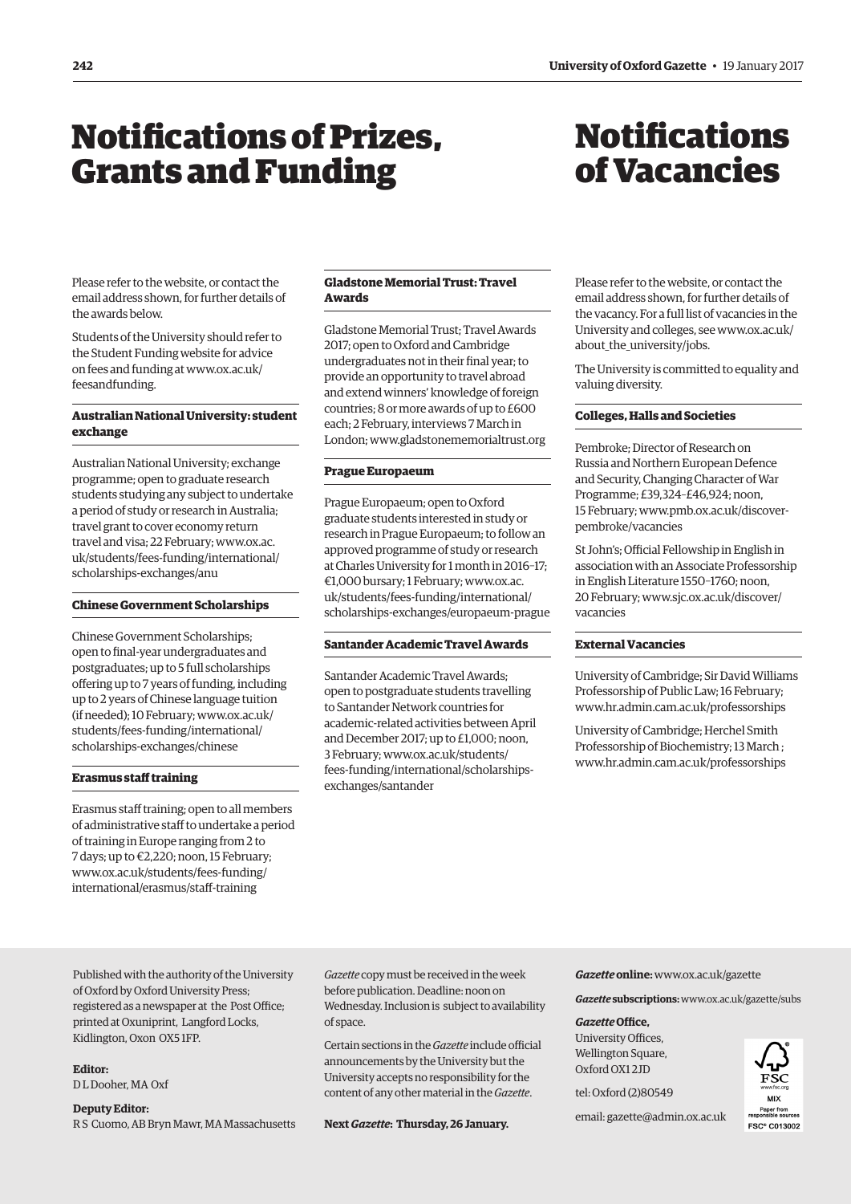# Notifications of Prizes, Grants and Funding

Please refer to the website, or contact the email address shown, for further details of the awards below.

Students of the University should refer to the Student Funding website for advice on fees and funding at www.ox.ac.uk/feesandfunding.

### Australian National University: student exchange

Australian National University; exchange programme; open to graduate research students studying any subject to undertake a period of study or research in Australia; travel grant to cover economy return travel and visa; 22 February; www.ox.ac.uk/students/fees-funding/international/scholarships-exchanges/anu

### Chinese Government Scholarships

Chinese Government Scholarships; open to final-year undergraduates and postgraduates; up to 5 full scholarships offering up to 7 years of funding, including up to 2 years of Chinese language tuition (if needed); 10 February; www.ox.ac.uk/students/fees-funding/international/scholarships-exchanges/chinese

### Erasmus staff training

Erasmus staff training; open to all members of administrative staff to undertake a period of training in Europe ranging from 2 to 7 days; up to €2,220; noon, 15 February; www.ox.ac.uk/students/fees-funding/international/erasmus/staff-training

### Gladstone Memorial Trust: Travel Awards

Gladstone Memorial Trust; Travel Awards 2017; open to Oxford and Cambridge undergraduates not in their final year; to provide an opportunity to travel abroad and extend winners' knowledge of foreign countries; 8 or more awards of up to £600 each; 2 February, interviews 7 March in London; www.gladstonememorialtrust.org

### Prague Europaeum

Prague Europaeum; open to Oxford graduate students interested in study or research in Prague Europaeum; to follow an approved programme of study or research at Charles University for 1 month in 2016–17; €1,000 bursary; 1 February; www.ox.ac.uk/students/fees-funding/international/scholarships-exchanges/europaeum-prague

### Santander Academic Travel Awards

Santander Academic Travel Awards; open to postgraduate students travelling to Santander Network countries for academic-related activities between April and December 2017; up to £1,000; noon, 3 February; www.ox.ac.uk/students/fees-funding/international/scholarships-exchanges/santander

# Notifications of Vacancies

Please refer to the website, or contact the email address shown, for further details of the vacancy. For a full list of vacancies in the University and colleges, see www.ox.ac.uk/about_the_university/jobs.

The University is committed to equality and valuing diversity.

### Colleges, Halls and Societies

Pembroke; Director of Research on Russia and Northern European Defence and Security, Changing Character of War Programme; £39,324–£46,924; noon, 15 February; www.pmb.ox.ac.uk/discover-pembroke/vacancies

St John's; Official Fellowship in English in association with an Associate Professorship in English Literature 1550–1760; noon, 20 February; www.sjc.ox.ac.uk/discover/vacancies

### External Vacancies

University of Cambridge; Sir David Williams Professorship of Public Law; 16 February; www.hr.admin.cam.ac.uk/professorships

University of Cambridge; Herchel Smith Professorship of Biochemistry; 13 March ; www.hr.admin.cam.ac.uk/professorships

---

Published with the authority of the University of Oxford by Oxford University Press; registered as a newspaper at the Post Office; printed at Oxuniprint, Langford Locks, Kidlington, Oxon OX5 1FP.

**Editor:**
D L Dooher, MA Oxf

**Deputy Editor:**
R S Cuomo, AB Bryn Mawr, MA Massachusetts

*Gazette* copy must be received in the week before publication. Deadline: noon on Wednesday. Inclusion is subject to availability of space.

Certain sections in the *Gazette* include official announcements by the University but the University accepts no responsibility for the content of any other material in the *Gazette*.

**Next *Gazette*: Thursday, 26 January.**

***Gazette* online:** www.ox.ac.uk/gazette

***Gazette* subscriptions:** www.ox.ac.uk/gazette/subs

***Gazette* Office,**
University Offices,
Wellington Square,
Oxford OX1 2JD

tel: Oxford (2)80549

email: gazette@admin.ox.ac.uk

FSC www.fsc.org MIX Paper from responsible sources FSC® C013002